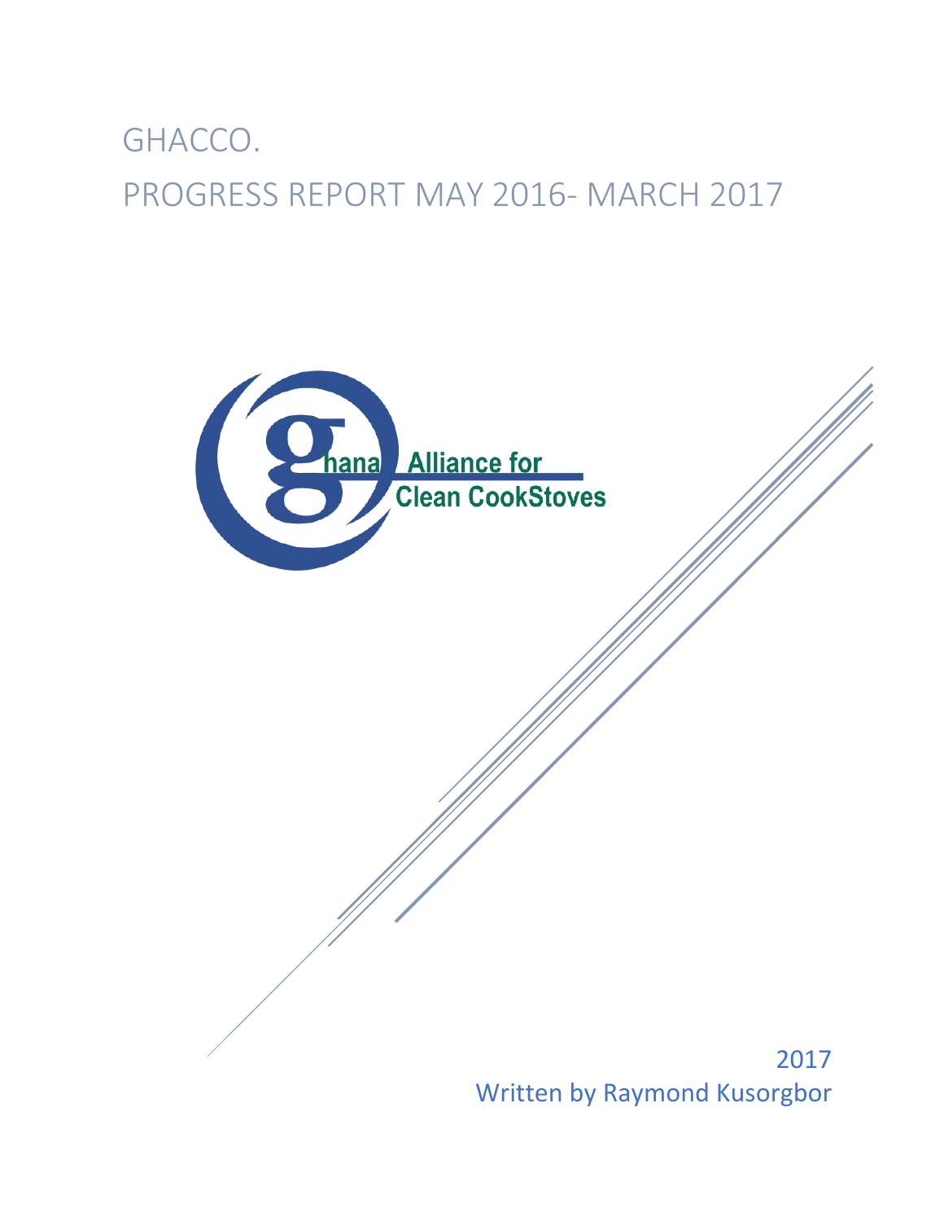# GHACCO.

# PROGRESS REPORT MAY 2016- MARCH 2017

Ghana Alliance for Clean CookStoves

2017

Written by Raymond Kusorgbor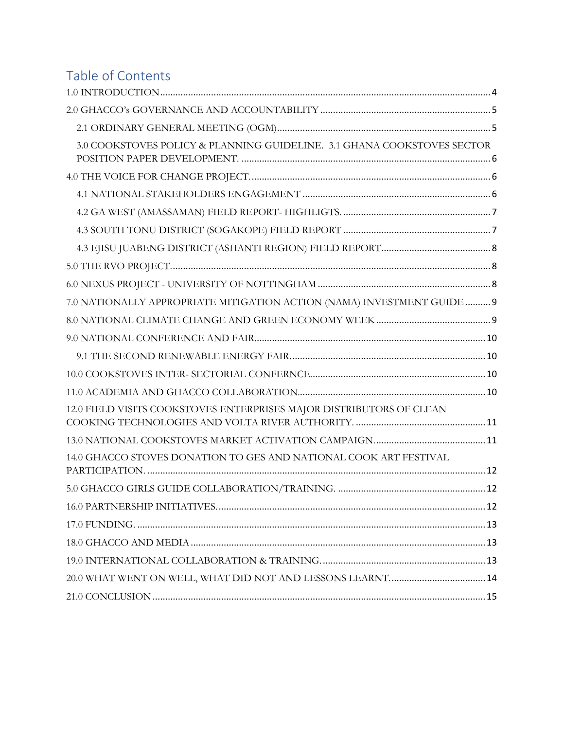# Table of Contents

1.0 INTRODUCTION .......... 4

2.0 GHACCO's GOVERNANCE AND ACCOUNTABILITY .......... 5

- 2.1 ORDINARY GENERAL MEETING (OGM) .......... 5
- 3.0 COOKSTOVES POLICY & PLANNING GUIDELINE. 3.1 GHANA COOKSTOVES SECTOR POSITION PAPER DEVELOPMENT. .......... 6

4.0 THE VOICE FOR CHANGE PROJECT. .......... 6

- 4.1 NATIONAL STAKEHOLDERS ENGAGEMENT .......... 6
- 4.2 GA WEST (AMASSAMAN) FIELD REPORT- HIGHLIGTS. .......... 7
- 4.3 SOUTH TONU DISTRICT (SOGAKOPE) FIELD REPORT .......... 7
- 4.3 EJISU JUABENG DISTRICT (ASHANTI REGION) FIELD REPORT .......... 8

5.0 THE RVO PROJECT. .......... 8

6.0 NEXUS PROJECT - UNIVERSITY OF NOTTINGHAM .......... 8

7.0 NATIONALLY APPROPRIATE MITIGATION ACTION (NAMA) INVESTMENT GUIDE .......... 9

8.0 NATIONAL CLIMATE CHANGE AND GREEN ECONOMY WEEK .......... 9

9.0 NATIONAL CONFERENCE AND FAIR .......... 10

- 9.1 THE SECOND RENEWABLE ENERGY FAIR. .......... 10

10.0 COOKSTOVES INTER- SECTORIAL CONFERNCE .......... 10

11.0 ACADEMIA AND GHACCO COLLABORATION .......... 10

12.0 FIELD VISITS COOKSTOVES ENTERPRISES MAJOR DISTRIBUTORS OF CLEAN COOKING TECHNOLOGIES AND VOLTA RIVER AUTHORITY. .......... 11

13.0 NATIONAL COOKSTOVES MARKET ACTIVATION CAMPAIGN. .......... 11

14.0 GHACCO STOVES DONATION TO GES AND NATIONAL COOK ART FESTIVAL PARTICIPATION. .......... 12

5.0 GHACCO GIRLS GUIDE COLLABORATION/TRAINING. .......... 12

16.0 PARTNERSHIP INITIATIVES. .......... 12

17.0 FUNDING. .......... 13

18.0 GHACCO AND MEDIA .......... 13

19.0 INTERNATIONAL COLLABORATION & TRAINING. .......... 13

20.0 WHAT WENT ON WELL, WHAT DID NOT AND LESSONS LEARNT. .......... 14

21.0 CONCLUSION .......... 15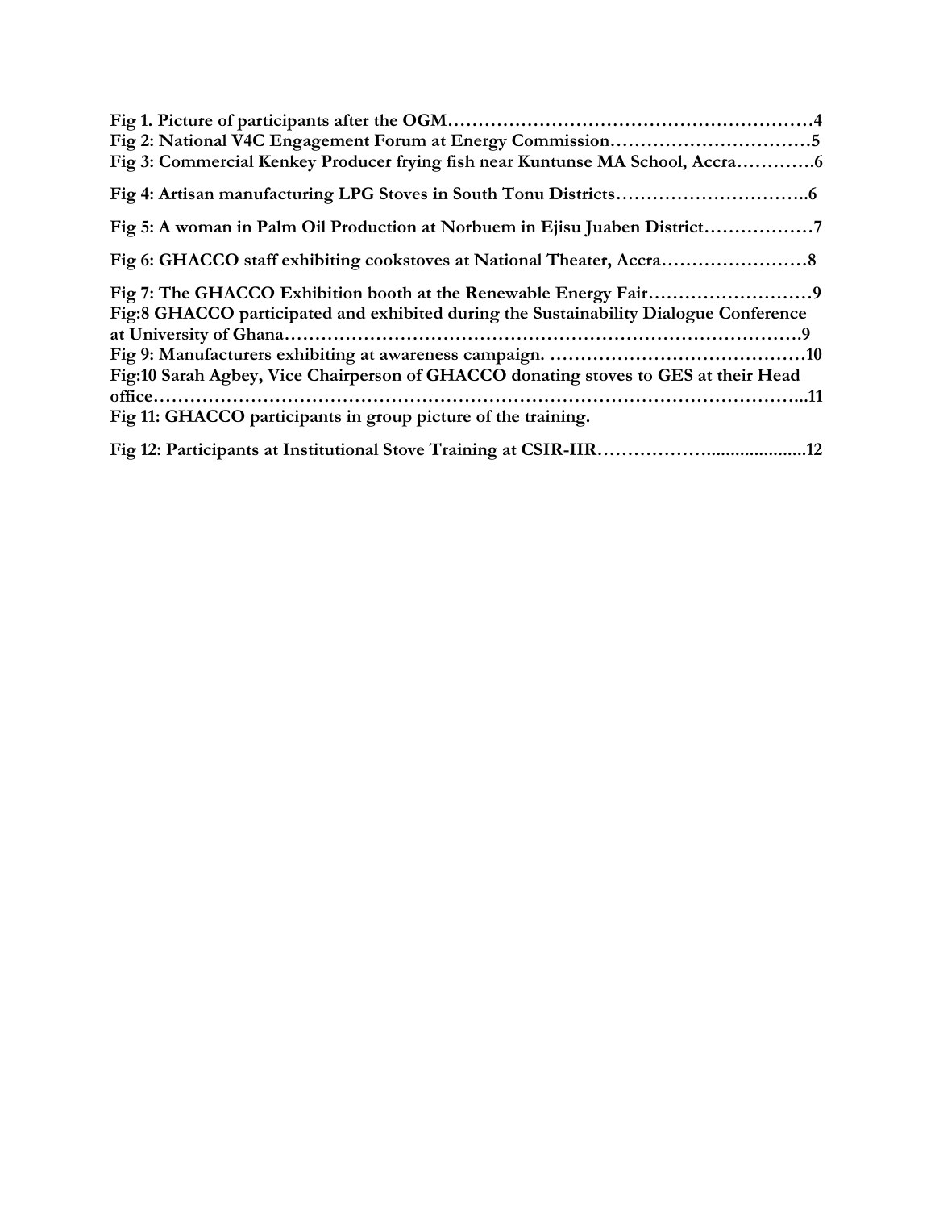**Fig 1. Picture of participants after the OGM……………………………………………………4**

**Fig 2: National V4C Engagement Forum at Energy Commission……………………………5**

**Fig 3: Commercial Kenkey Producer frying fish near Kuntunse MA School, Accra………….6**

**Fig 4: Artisan manufacturing LPG Stoves in South Tonu Districts…………………………..6**

**Fig 5: A woman in Palm Oil Production at Norbuem in Ejisu Juaben District………………7**

**Fig 6: GHACCO staff exhibiting cookstoves at National Theater, Accra……………………8**

**Fig 7: The GHACCO Exhibition booth at the Renewable Energy Fair………………………9**

**Fig:8 GHACCO participated and exhibited during the Sustainability Dialogue Conference at University of Ghana……………………………………………………………………….9**

**Fig 9: Manufacturers exhibiting at awareness campaign. ……………………………………10**

**Fig:10 Sarah Agbey, Vice Chairperson of GHACCO donating stoves to GES at their Head office……………………………………………………………………………………..11**

**Fig 11: GHACCO participants in group picture of the training.**

**Fig 12: Participants at Institutional Stove Training at CSIR-IIR……………….....................12**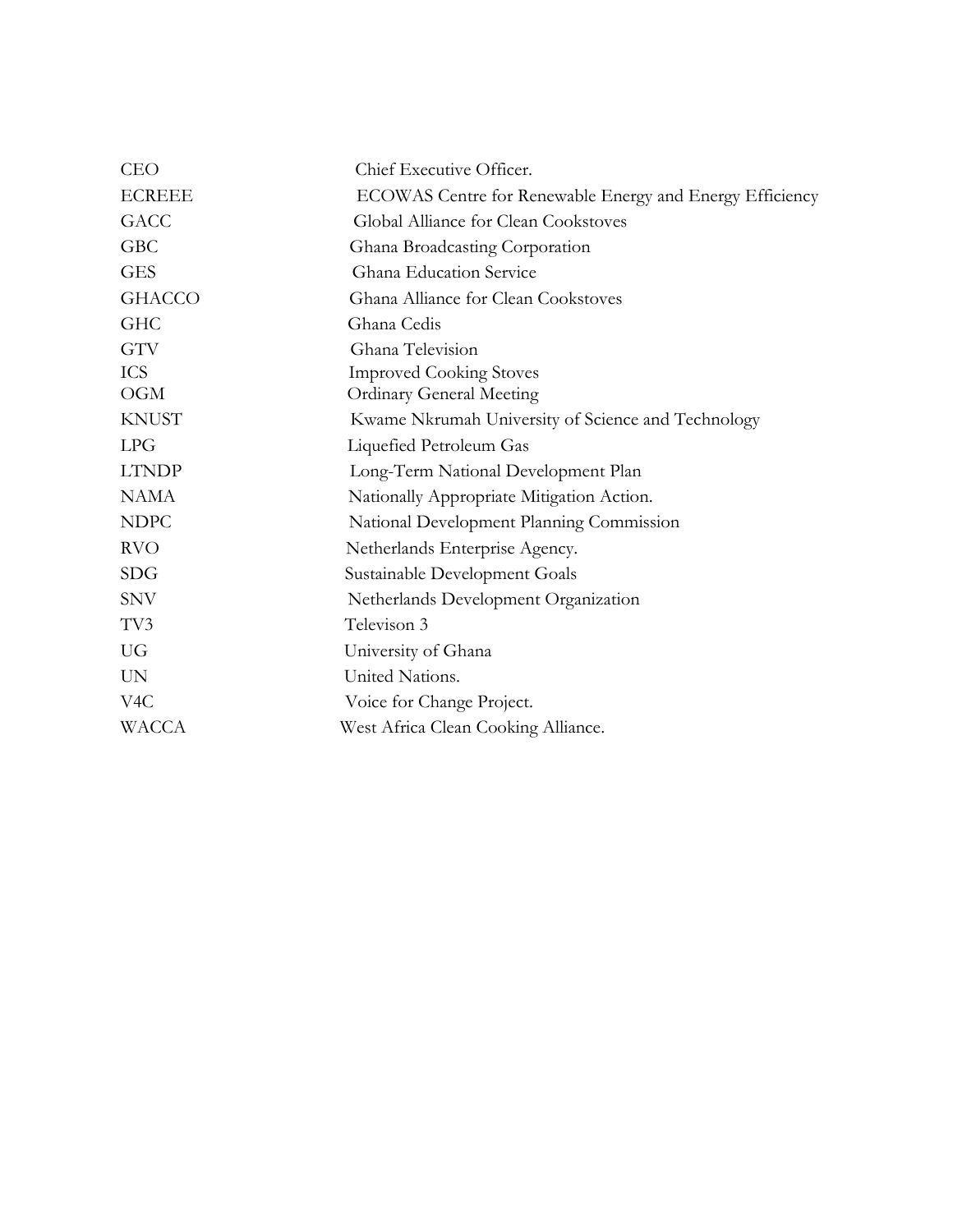| | |
|---|---|
| CEO | Chief Executive Officer. |
| ECREEE | ECOWAS Centre for Renewable Energy and Energy Efficiency |
| GACC | Global Alliance for Clean Cookstoves |
| GBC | Ghana Broadcasting Corporation |
| GES | Ghana Education Service |
| GHACCO | Ghana Alliance for Clean Cookstoves |
| GHC | Ghana Cedis |
| GTV | Ghana Television |
| ICS | Improved Cooking Stoves |
| OGM | Ordinary General Meeting |
| KNUST | Kwame Nkrumah University of Science and Technology |
| LPG | Liquefied Petroleum Gas |
| LTNDP | Long-Term National Development Plan |
| NAMA | Nationally Appropriate Mitigation Action. |
| NDPC | National Development Planning Commission |
| RVO | Netherlands Enterprise Agency. |
| SDG | Sustainable Development Goals |
| SNV | Netherlands Development Organization |
| TV3 | Televison 3 |
| UG | University of Ghana |
| UN | United Nations. |
| V4C | Voice for Change Project. |
| WACCA | West Africa Clean Cooking Alliance. |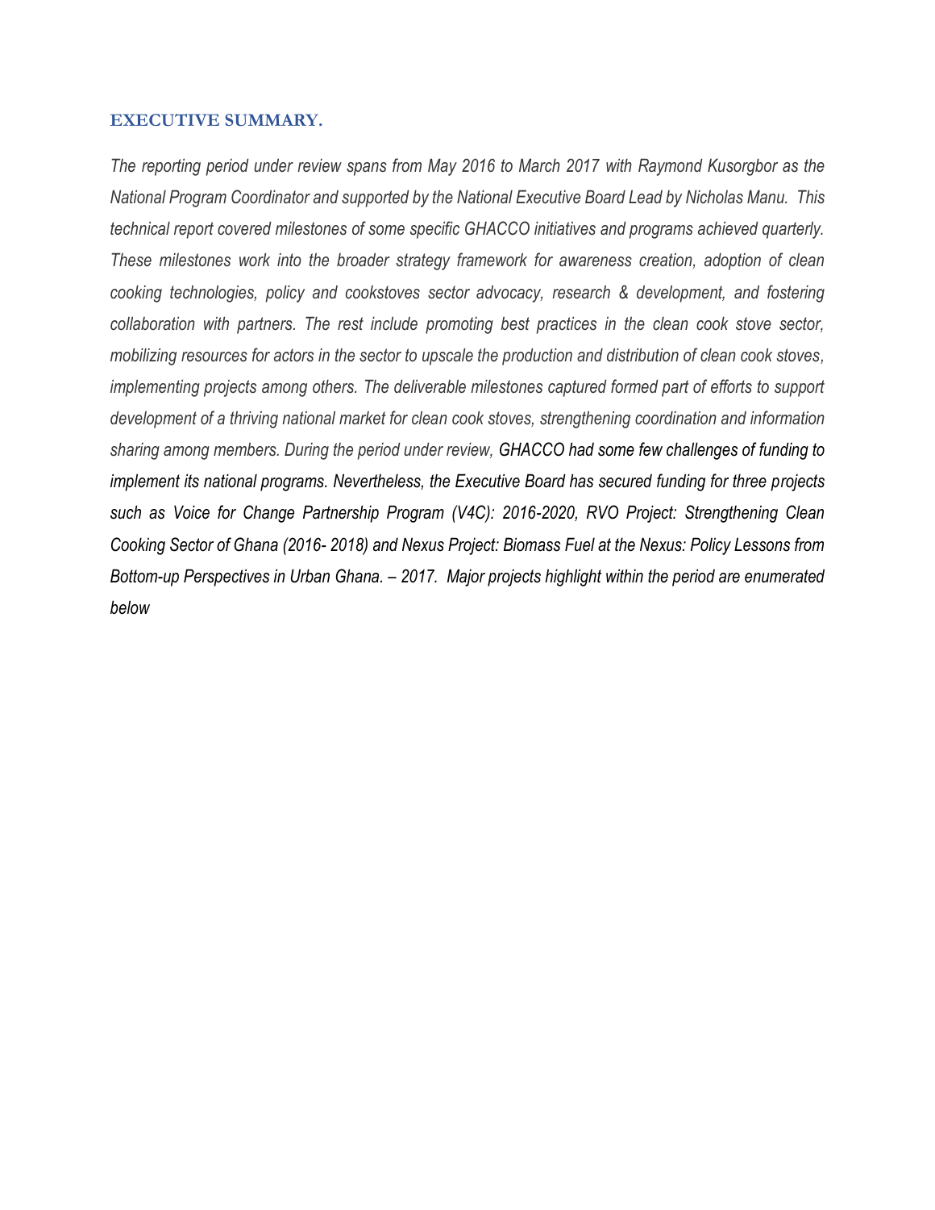## EXECUTIVE SUMMARY.

*The reporting period under review spans from May 2016 to March 2017 with Raymond Kusorgbor as the National Program Coordinator and supported by the National Executive Board Lead by Nicholas Manu. This technical report covered milestones of some specific GHACCO initiatives and programs achieved quarterly. These milestones work into the broader strategy framework for awareness creation, adoption of clean cooking technologies, policy and cookstoves sector advocacy, research & development, and fostering collaboration with partners. The rest include promoting best practices in the clean cook stove sector, mobilizing resources for actors in the sector to upscale the production and distribution of clean cook stoves, implementing projects among others. The deliverable milestones captured formed part of efforts to support development of a thriving national market for clean cook stoves, strengthening coordination and information sharing among members. During the period under review, GHACCO had some few challenges of funding to implement its national programs. Nevertheless, the Executive Board has secured funding for three projects such as Voice for Change Partnership Program (V4C): 2016-2020, RVO Project: Strengthening Clean Cooking Sector of Ghana (2016- 2018) and Nexus Project: Biomass Fuel at the Nexus: Policy Lessons from Bottom-up Perspectives in Urban Ghana. – 2017. Major projects highlight within the period are enumerated below*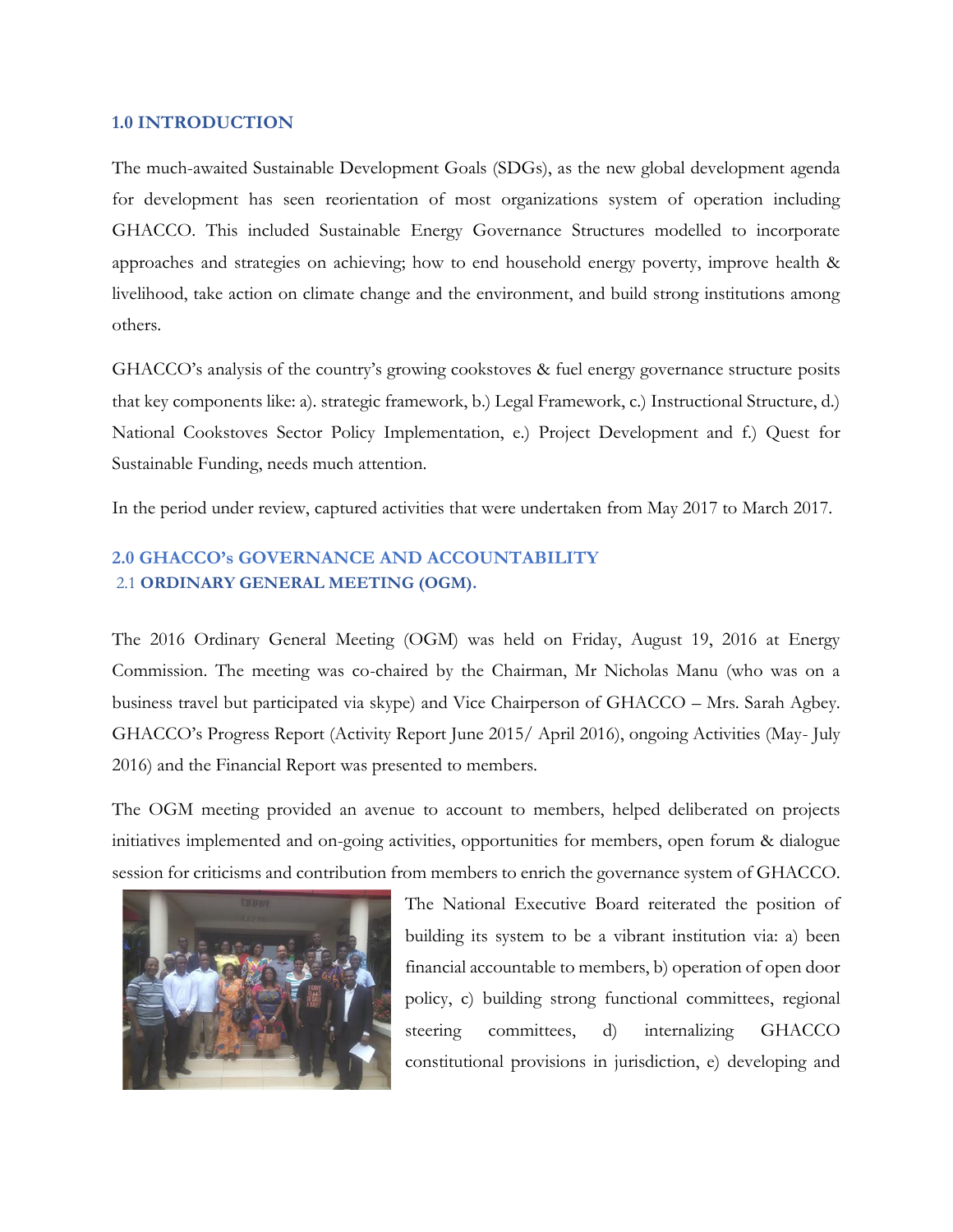## 1.0 INTRODUCTION

The much-awaited Sustainable Development Goals (SDGs), as the new global development agenda for development has seen reorientation of most organizations system of operation including GHACCO. This included Sustainable Energy Governance Structures modelled to incorporate approaches and strategies on achieving; how to end household energy poverty, improve health & livelihood, take action on climate change and the environment, and build strong institutions among others.

GHACCO's analysis of the country's growing cookstoves & fuel energy governance structure posits that key components like: a). strategic framework, b.) Legal Framework, c.) Instructional Structure, d.) National Cookstoves Sector Policy Implementation, e.) Project Development and f.) Quest for Sustainable Funding, needs much attention.

In the period under review, captured activities that were undertaken from May 2017 to March 2017.

## 2.0 GHACCO's GOVERNANCE AND ACCOUNTABILITY

### 2.1 ORDINARY GENERAL MEETING (OGM).

The 2016 Ordinary General Meeting (OGM) was held on Friday, August 19, 2016 at Energy Commission. The meeting was co-chaired by the Chairman, Mr Nicholas Manu (who was on a business travel but participated via skype) and Vice Chairperson of GHACCO – Mrs. Sarah Agbey. GHACCO's Progress Report (Activity Report June 2015/ April 2016), ongoing Activities (May- July 2016) and the Financial Report was presented to members.

The OGM meeting provided an avenue to account to members, helped deliberated on projects initiatives implemented and on-going activities, opportunities for members, open forum & dialogue session for criticisms and contribution from members to enrich the governance system of GHACCO. The National Executive Board reiterated the position of building its system to be a vibrant institution via: a) been financial accountable to members, b) operation of open door policy, c) building strong functional committees, regional steering committees, d) internalizing GHACCO constitutional provisions in jurisdiction, e) developing and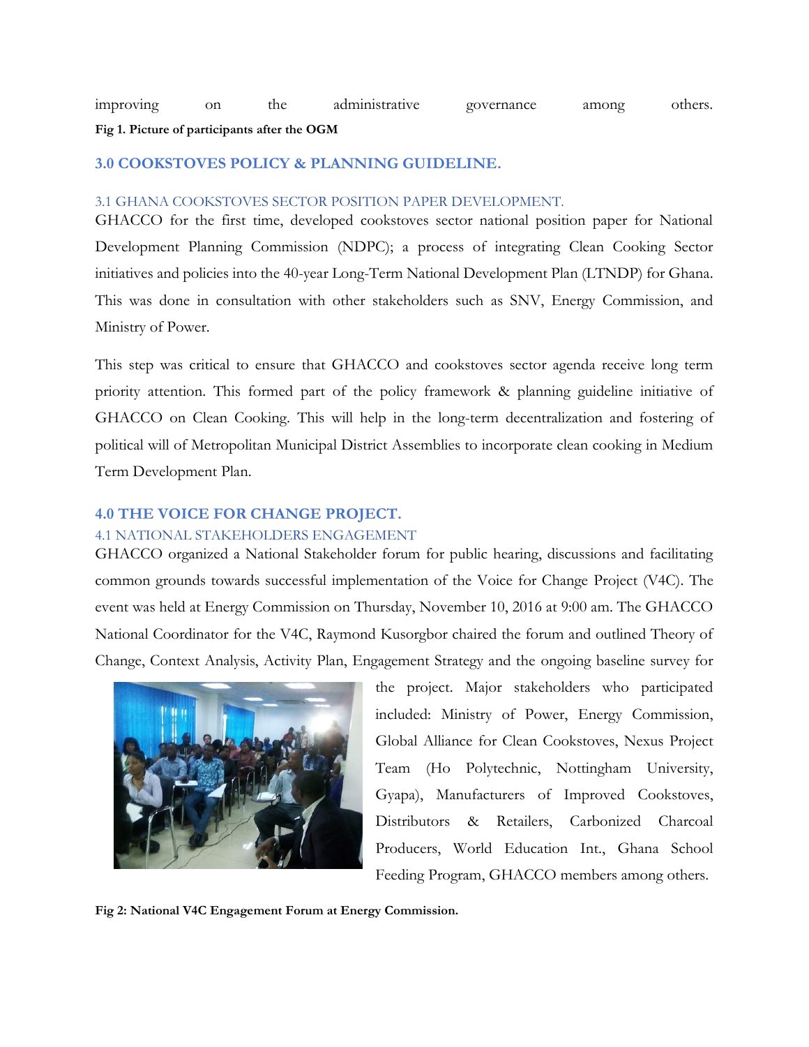improving on the administrative governance among others.

**Fig 1. Picture of participants after the OGM**

## 3.0 COOKSTOVES POLICY & PLANNING GUIDELINE.

### 3.1 GHANA COOKSTOVES SECTOR POSITION PAPER DEVELOPMENT.

GHACCO for the first time, developed cookstoves sector national position paper for National Development Planning Commission (NDPC); a process of integrating Clean Cooking Sector initiatives and policies into the 40-year Long-Term National Development Plan (LTNDP) for Ghana. This was done in consultation with other stakeholders such as SNV, Energy Commission, and Ministry of Power.

This step was critical to ensure that GHACCO and cookstoves sector agenda receive long term priority attention. This formed part of the policy framework & planning guideline initiative of GHACCO on Clean Cooking. This will help in the long-term decentralization and fostering of political will of Metropolitan Municipal District Assemblies to incorporate clean cooking in Medium Term Development Plan.

## 4.0 THE VOICE FOR CHANGE PROJECT.

### 4.1 NATIONAL STAKEHOLDERS ENGAGEMENT

GHACCO organized a National Stakeholder forum for public hearing, discussions and facilitating common grounds towards successful implementation of the Voice for Change Project (V4C). The event was held at Energy Commission on Thursday, November 10, 2016 at 9:00 am. The GHACCO National Coordinator for the V4C, Raymond Kusorgbor chaired the forum and outlined Theory of Change, Context Analysis, Activity Plan, Engagement Strategy and the ongoing baseline survey for the project. Major stakeholders who participated included: Ministry of Power, Energy Commission, Global Alliance for Clean Cookstoves, Nexus Project Team (Ho Polytechnic, Nottingham University, Gyapa), Manufacturers of Improved Cookstoves, Distributors & Retailers, Carbonized Charcoal Producers, World Education Int., Ghana School Feeding Program, GHACCO members among others.

**Fig 2: National V4C Engagement Forum at Energy Commission.**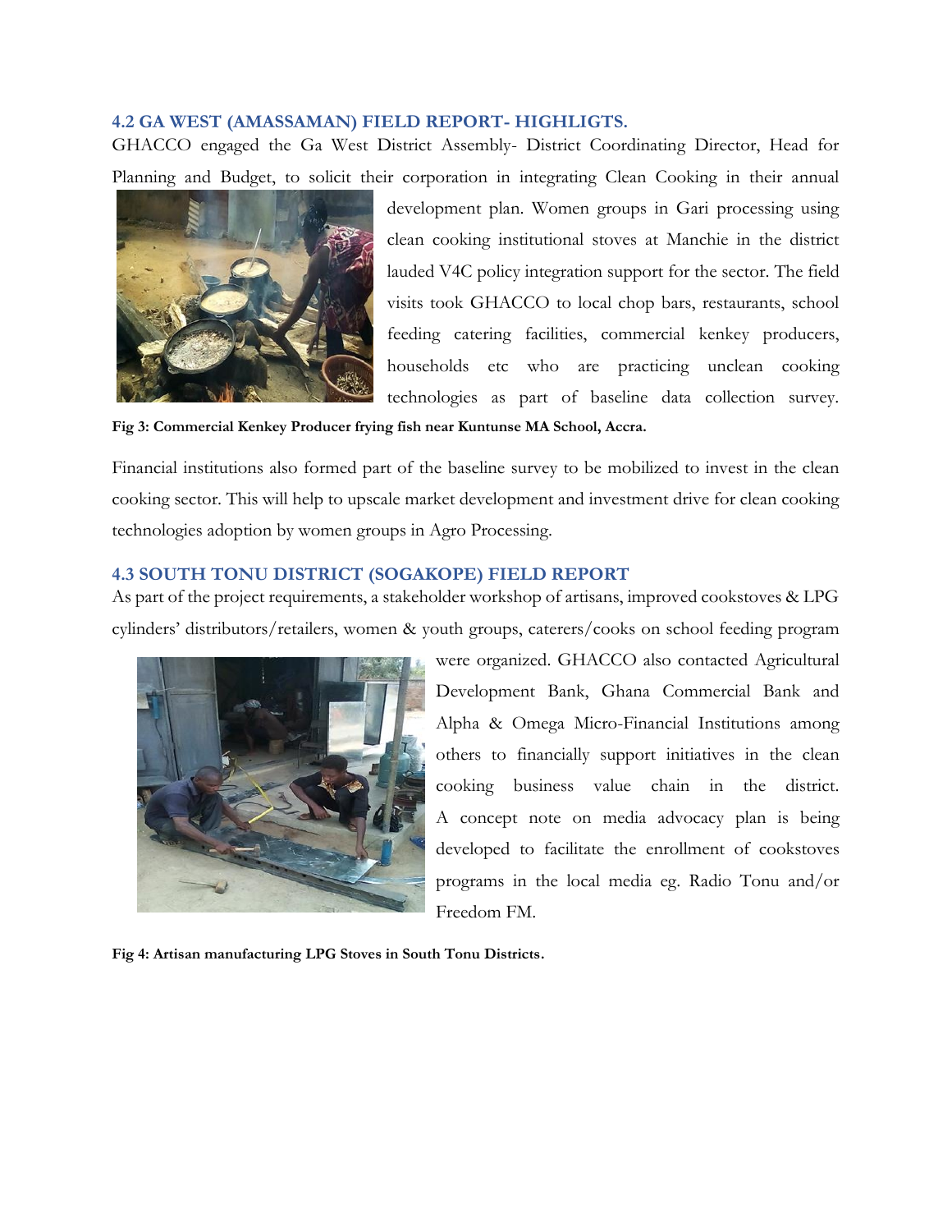### 4.2 GA WEST (AMASSAMAN) FIELD REPORT- HIGHLIGTS.

GHACCO engaged the Ga West District Assembly- District Coordinating Director, Head for Planning and Budget, to solicit their corporation in integrating Clean Cooking in their annual development plan. Women groups in Gari processing using clean cooking institutional stoves at Manchie in the district lauded V4C policy integration support for the sector. The field visits took GHACCO to local chop bars, restaurants, school feeding catering facilities, commercial kenkey producers, households etc who are practicing unclean cooking technologies as part of baseline data collection survey.

**Fig 3: Commercial Kenkey Producer frying fish near Kuntunse MA School, Accra.**

Financial institutions also formed part of the baseline survey to be mobilized to invest in the clean cooking sector. This will help to upscale market development and investment drive for clean cooking technologies adoption by women groups in Agro Processing.

### 4.3 SOUTH TONU DISTRICT (SOGAKOPE) FIELD REPORT

As part of the project requirements, a stakeholder workshop of artisans, improved cookstoves & LPG cylinders' distributors/retailers, women & youth groups, caterers/cooks on school feeding program were organized. GHACCO also contacted Agricultural Development Bank, Ghana Commercial Bank and Alpha & Omega Micro-Financial Institutions among others to financially support initiatives in the clean cooking business value chain in the district. A concept note on media advocacy plan is being developed to facilitate the enrollment of cookstoves programs in the local media eg. Radio Tonu and/or Freedom FM.

**Fig 4: Artisan manufacturing LPG Stoves in South Tonu Districts.**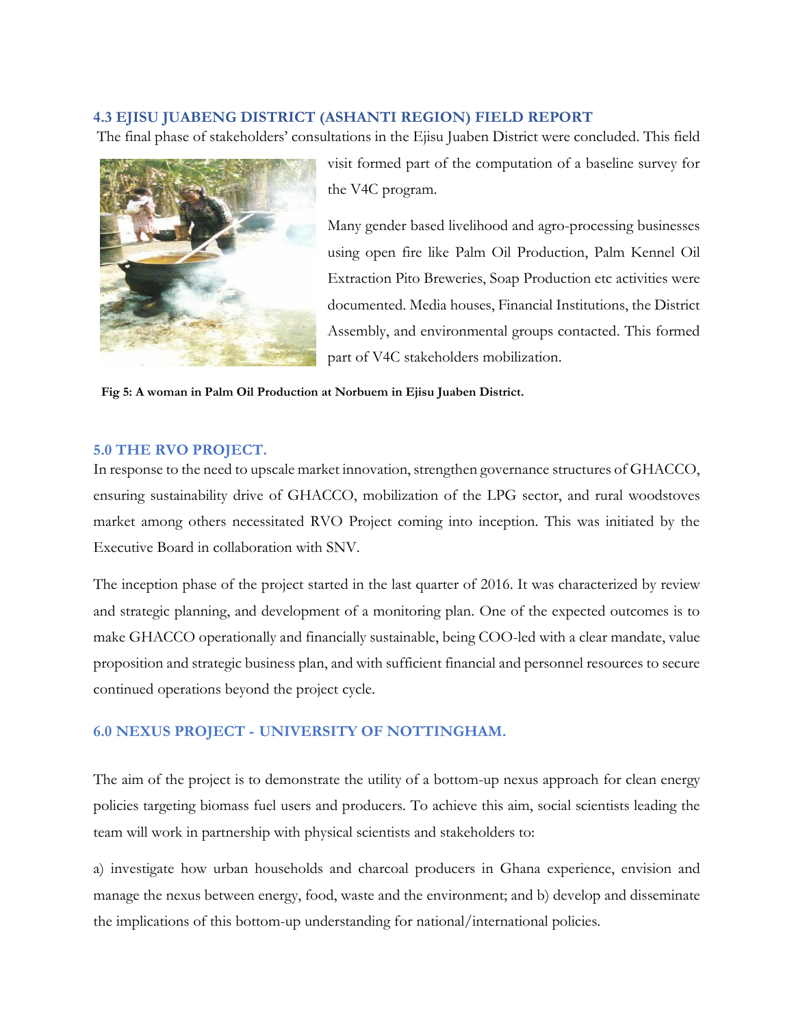### 4.3 EJISU JUABENG DISTRICT (ASHANTI REGION) FIELD REPORT

The final phase of stakeholders' consultations in the Ejisu Juaben District were concluded. This field visit formed part of the computation of a baseline survey for the V4C program.

Many gender based livelihood and agro-processing businesses using open fire like Palm Oil Production, Palm Kennel Oil Extraction Pito Breweries, Soap Production etc activities were documented. Media houses, Financial Institutions, the District Assembly, and environmental groups contacted. This formed part of V4C stakeholders mobilization.

**Fig 5: A woman in Palm Oil Production at Norbuem in Ejisu Juaben District.**

## 5.0 THE RVO PROJECT.

In response to the need to upscale market innovation, strengthen governance structures of GHACCO, ensuring sustainability drive of GHACCO, mobilization of the LPG sector, and rural woodstoves market among others necessitated RVO Project coming into inception. This was initiated by the Executive Board in collaboration with SNV.

The inception phase of the project started in the last quarter of 2016. It was characterized by review and strategic planning, and development of a monitoring plan. One of the expected outcomes is to make GHACCO operationally and financially sustainable, being COO-led with a clear mandate, value proposition and strategic business plan, and with sufficient financial and personnel resources to secure continued operations beyond the project cycle.

## 6.0 NEXUS PROJECT - UNIVERSITY OF NOTTINGHAM.

The aim of the project is to demonstrate the utility of a bottom-up nexus approach for clean energy policies targeting biomass fuel users and producers. To achieve this aim, social scientists leading the team will work in partnership with physical scientists and stakeholders to:

a) investigate how urban households and charcoal producers in Ghana experience, envision and manage the nexus between energy, food, waste and the environment; and b) develop and disseminate the implications of this bottom-up understanding for national/international policies.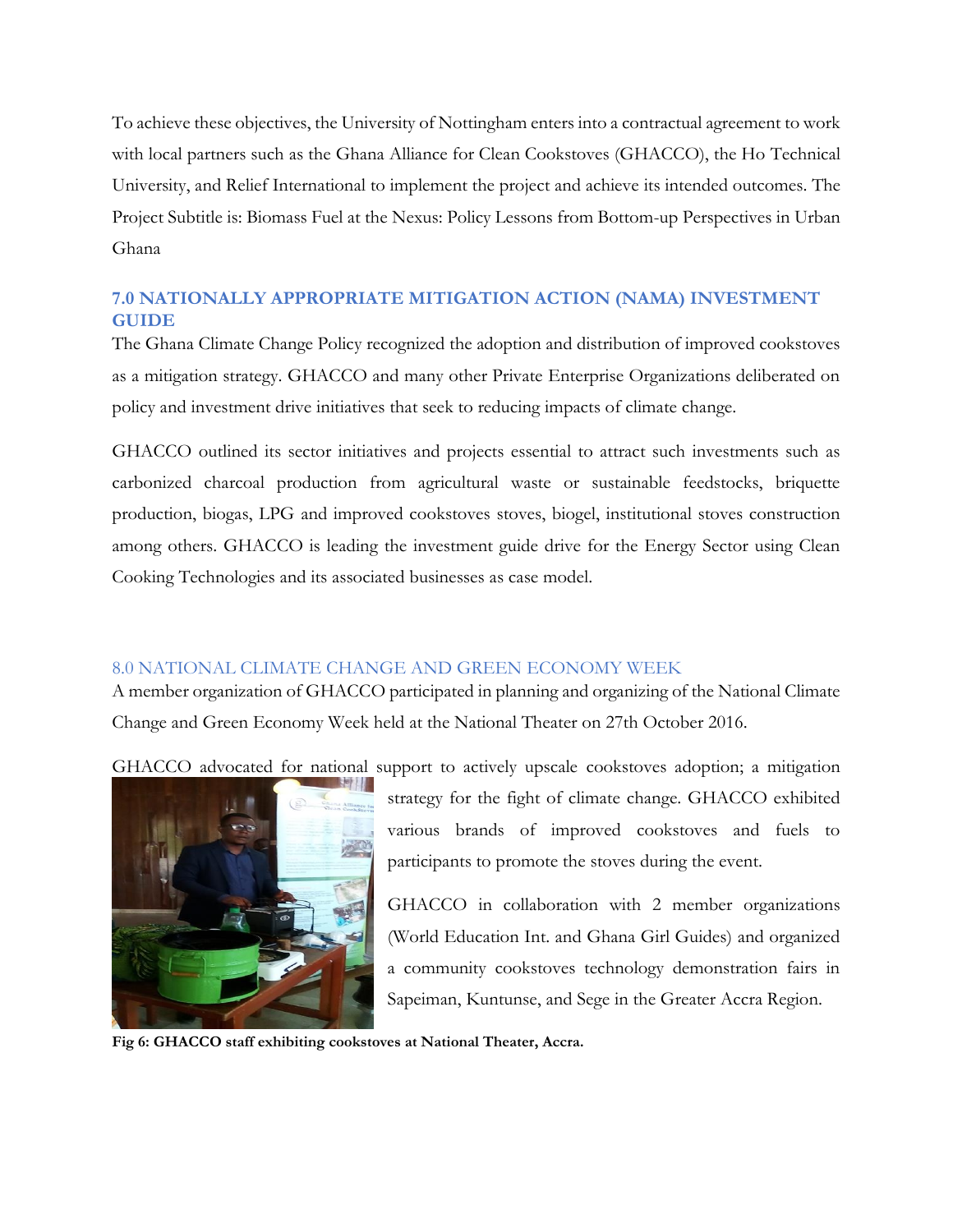To achieve these objectives, the University of Nottingham enters into a contractual agreement to work with local partners such as the Ghana Alliance for Clean Cookstoves (GHACCO), the Ho Technical University, and Relief International to implement the project and achieve its intended outcomes. The Project Subtitle is: Biomass Fuel at the Nexus: Policy Lessons from Bottom-up Perspectives in Urban Ghana

## 7.0 NATIONALLY APPROPRIATE MITIGATION ACTION (NAMA) INVESTMENT GUIDE

The Ghana Climate Change Policy recognized the adoption and distribution of improved cookstoves as a mitigation strategy. GHACCO and many other Private Enterprise Organizations deliberated on policy and investment drive initiatives that seek to reducing impacts of climate change.

GHACCO outlined its sector initiatives and projects essential to attract such investments such as carbonized charcoal production from agricultural waste or sustainable feedstocks, briquette production, biogas, LPG and improved cookstoves stoves, biogel, institutional stoves construction among others. GHACCO is leading the investment guide drive for the Energy Sector using Clean Cooking Technologies and its associated businesses as case model.

## 8.0 NATIONAL CLIMATE CHANGE AND GREEN ECONOMY WEEK

A member organization of GHACCO participated in planning and organizing of the National Climate Change and Green Economy Week held at the National Theater on 27th October 2016.

GHACCO advocated for national support to actively upscale cookstoves adoption; a mitigation strategy for the fight of climate change. GHACCO exhibited various brands of improved cookstoves and fuels to participants to promote the stoves during the event.

GHACCO in collaboration with 2 member organizations (World Education Int. and Ghana Girl Guides) and organized a community cookstoves technology demonstration fairs in Sapeiman, Kuntunse, and Sege in the Greater Accra Region.

**Fig 6: GHACCO staff exhibiting cookstoves at National Theater, Accra.**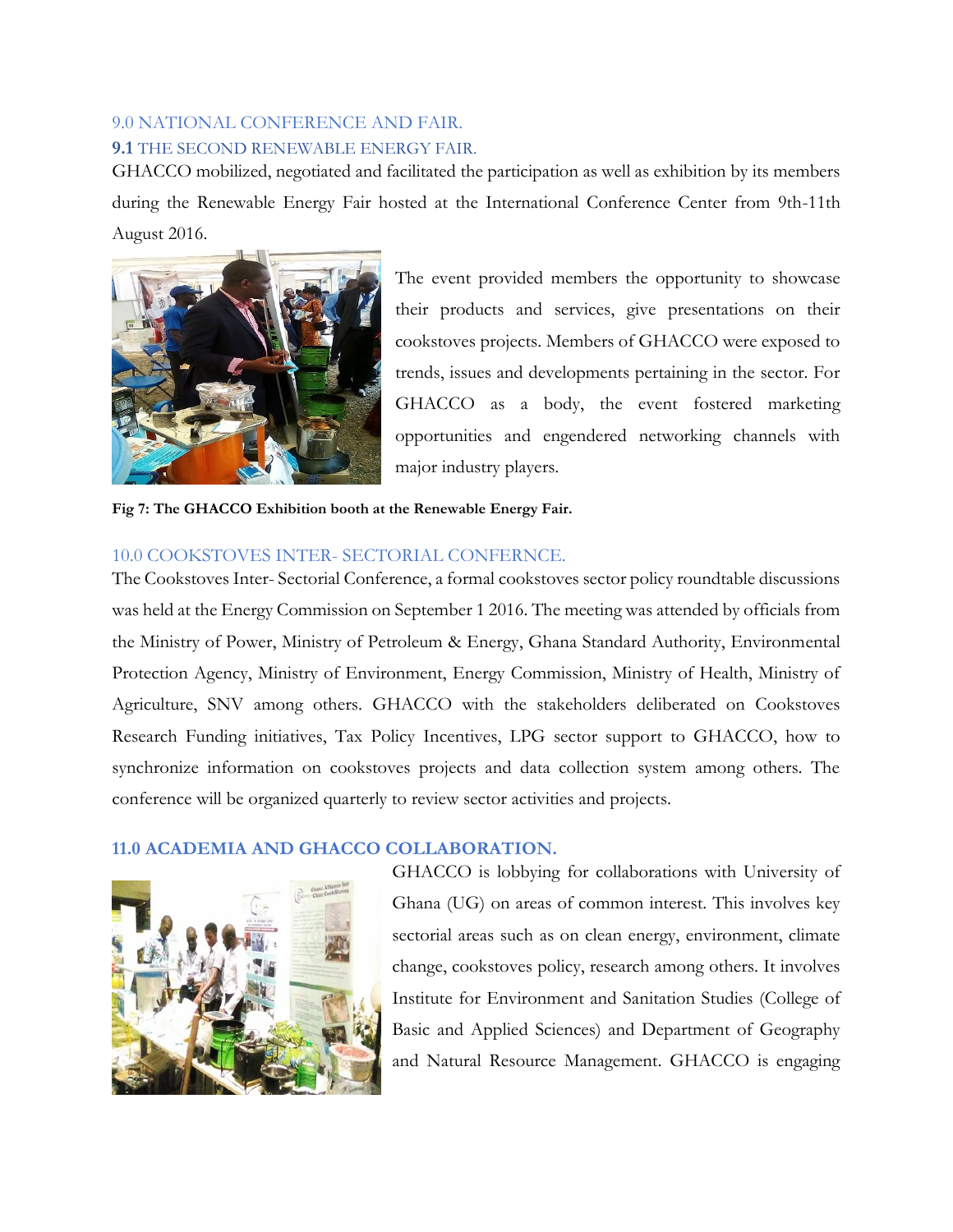## 9.0 NATIONAL CONFERENCE AND FAIR.

### 9.1 THE SECOND RENEWABLE ENERGY FAIR.

GHACCO mobilized, negotiated and facilitated the participation as well as exhibition by its members during the Renewable Energy Fair hosted at the International Conference Center from 9th-11th August 2016.

The event provided members the opportunity to showcase their products and services, give presentations on their cookstoves projects. Members of GHACCO were exposed to trends, issues and developments pertaining in the sector. For GHACCO as a body, the event fostered marketing opportunities and engendered networking channels with major industry players.

**Fig 7: The GHACCO Exhibition booth at the Renewable Energy Fair.**

## 10.0 COOKSTOVES INTER- SECTORIAL CONFERNCE.

The Cookstoves Inter- Sectorial Conference, a formal cookstoves sector policy roundtable discussions was held at the Energy Commission on September 1 2016. The meeting was attended by officials from the Ministry of Power, Ministry of Petroleum & Energy, Ghana Standard Authority, Environmental Protection Agency, Ministry of Environment, Energy Commission, Ministry of Health, Ministry of Agriculture, SNV among others. GHACCO with the stakeholders deliberated on Cookstoves Research Funding initiatives, Tax Policy Incentives, LPG sector support to GHACCO, how to synchronize information on cookstoves projects and data collection system among others. The conference will be organized quarterly to review sector activities and projects.

## 11.0 ACADEMIA AND GHACCO COLLABORATION.

GHACCO is lobbying for collaborations with University of Ghana (UG) on areas of common interest. This involves key sectorial areas such as on clean energy, environment, climate change, cookstoves policy, research among others. It involves Institute for Environment and Sanitation Studies (College of Basic and Applied Sciences) and Department of Geography and Natural Resource Management. GHACCO is engaging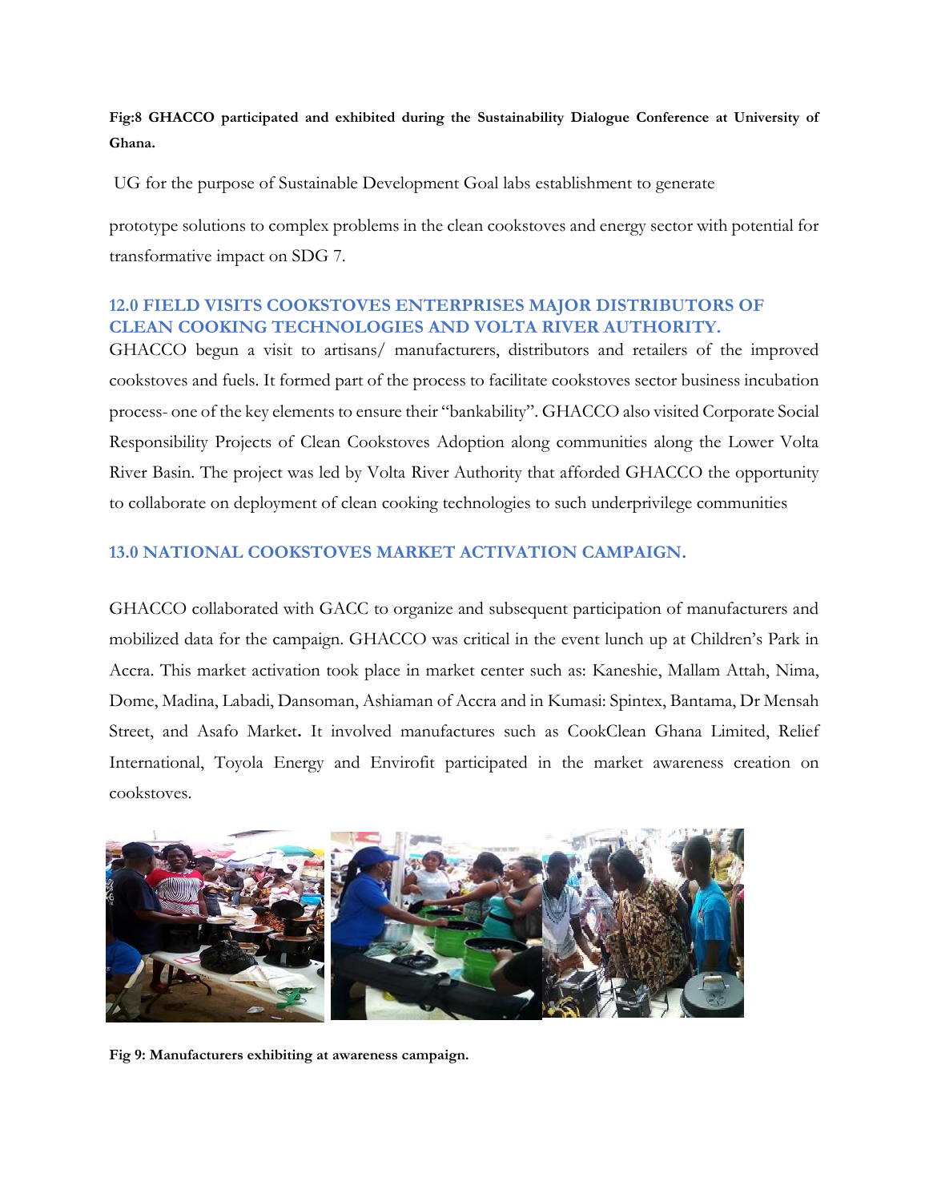**Fig:8 GHACCO participated and exhibited during the Sustainability Dialogue Conference at University of Ghana.**

UG for the purpose of Sustainable Development Goal labs establishment to generate

prototype solutions to complex problems in the clean cookstoves and energy sector with potential for transformative impact on SDG 7.

## 12.0 FIELD VISITS COOKSTOVES ENTERPRISES MAJOR DISTRIBUTORS OF CLEAN COOKING TECHNOLOGIES AND VOLTA RIVER AUTHORITY.

GHACCO begun a visit to artisans/ manufacturers, distributors and retailers of the improved cookstoves and fuels. It formed part of the process to facilitate cookstoves sector business incubation process- one of the key elements to ensure their "bankability". GHACCO also visited Corporate Social Responsibility Projects of Clean Cookstoves Adoption along communities along the Lower Volta River Basin. The project was led by Volta River Authority that afforded GHACCO the opportunity to collaborate on deployment of clean cooking technologies to such underprivilege communities

## 13.0 NATIONAL COOKSTOVES MARKET ACTIVATION CAMPAIGN.

GHACCO collaborated with GACC to organize and subsequent participation of manufacturers and mobilized data for the campaign. GHACCO was critical in the event lunch up at Children's Park in Accra. This market activation took place in market center such as: Kaneshie, Mallam Attah, Nima, Dome, Madina, Labadi, Dansoman, Ashiaman of Accra and in Kumasi: Spintex, Bantama, Dr Mensah Street, and Asafo Market**.** It involved manufactures such as CookClean Ghana Limited, Relief International, Toyola Energy and Envirofit participated in the market awareness creation on cookstoves.

**Fig 9: Manufacturers exhibiting at awareness campaign.**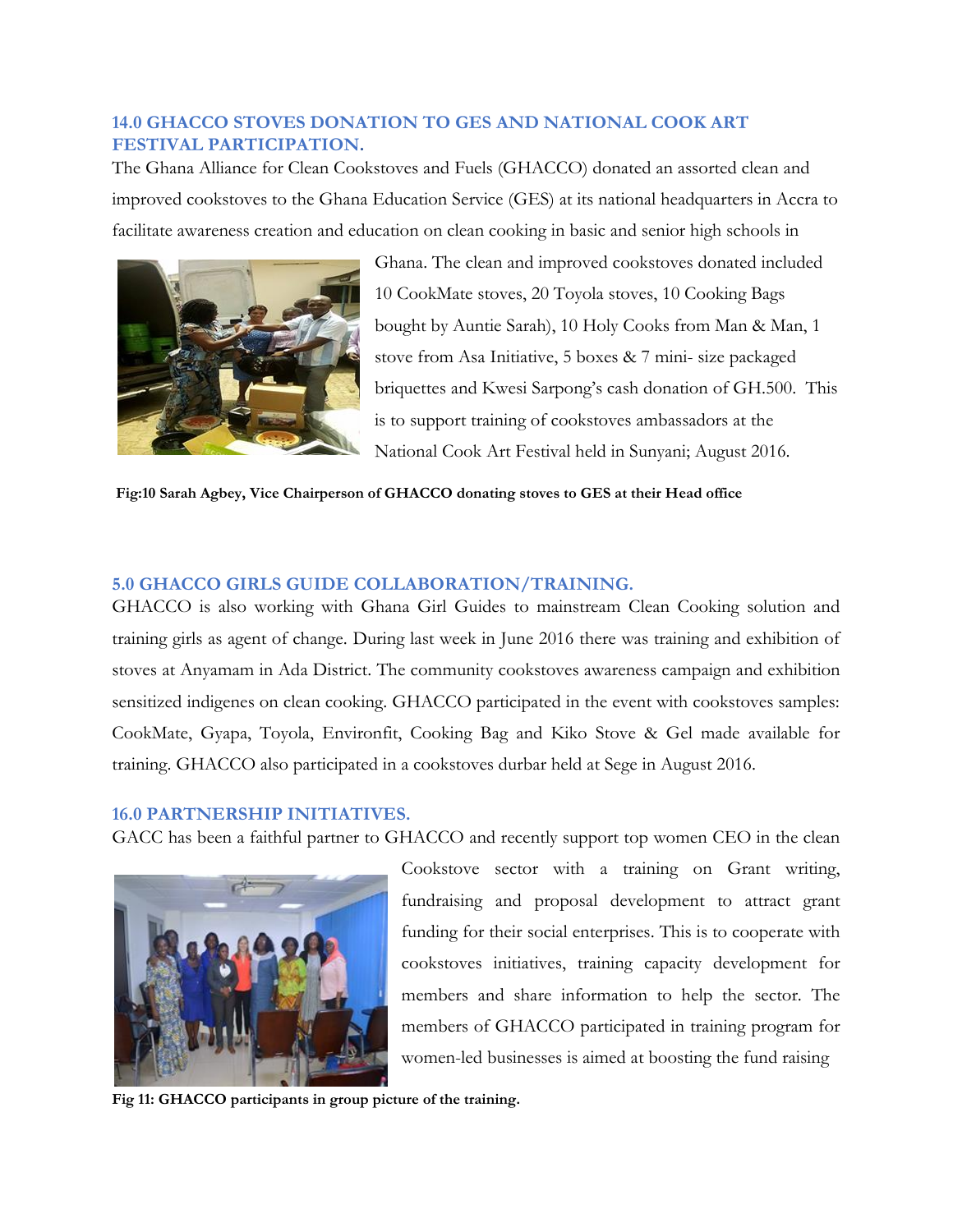## 14.0 GHACCO STOVES DONATION TO GES AND NATIONAL COOK ART FESTIVAL PARTICIPATION.

The Ghana Alliance for Clean Cookstoves and Fuels (GHACCO) donated an assorted clean and improved cookstoves to the Ghana Education Service (GES) at its national headquarters in Accra to facilitate awareness creation and education on clean cooking in basic and senior high schools in Ghana. The clean and improved cookstoves donated included 10 CookMate stoves, 20 Toyola stoves, 10 Cooking Bags bought by Auntie Sarah), 10 Holy Cooks from Man & Man, 1 stove from Asa Initiative, 5 boxes & 7 mini- size packaged briquettes and Kwesi Sarpong's cash donation of GH.500. This is to support training of cookstoves ambassadors at the National Cook Art Festival held in Sunyani; August 2016.

**Fig:10 Sarah Agbey, Vice Chairperson of GHACCO donating stoves to GES at their Head office**

## 5.0 GHACCO GIRLS GUIDE COLLABORATION/TRAINING.

GHACCO is also working with Ghana Girl Guides to mainstream Clean Cooking solution and training girls as agent of change. During last week in June 2016 there was training and exhibition of stoves at Anyamam in Ada District. The community cookstoves awareness campaign and exhibition sensitized indigenes on clean cooking. GHACCO participated in the event with cookstoves samples: CookMate, Gyapa, Toyola, Environfit, Cooking Bag and Kiko Stove & Gel made available for training. GHACCO also participated in a cookstoves durbar held at Sege in August 2016.

## 16.0 PARTNERSHIP INITIATIVES.

GACC has been a faithful partner to GHACCO and recently support top women CEO in the clean Cookstove sector with a training on Grant writing, fundraising and proposal development to attract grant funding for their social enterprises. This is to cooperate with cookstoves initiatives, training capacity development for members and share information to help the sector. The members of GHACCO participated in training program for women-led businesses is aimed at boosting the fund raising

**Fig 11: GHACCO participants in group picture of the training.**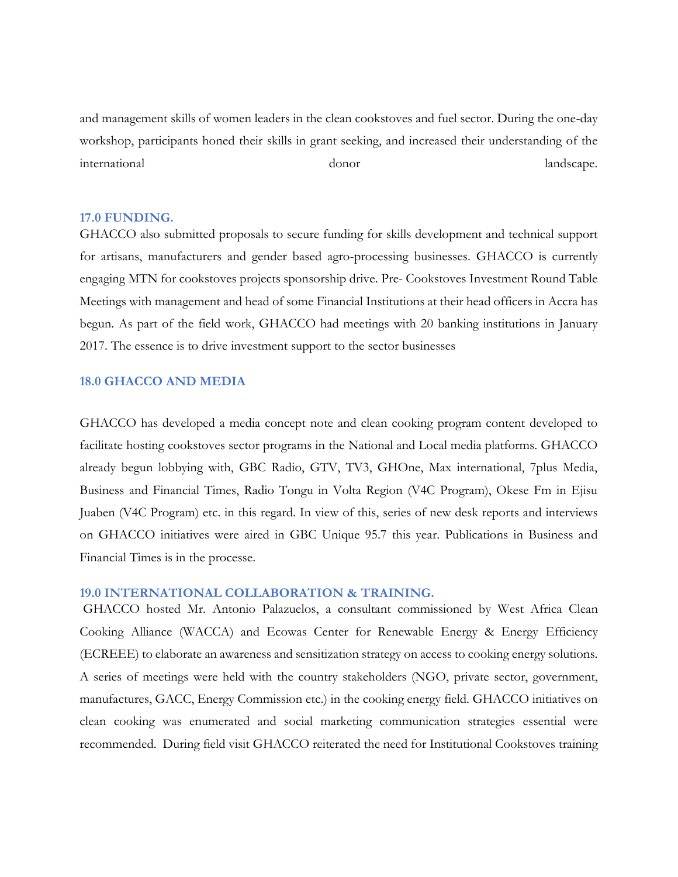and management skills of women leaders in the clean cookstoves and fuel sector. During the one-day workshop, participants honed their skills in grant seeking, and increased their understanding of the international donor landscape.

## 17.0 FUNDING.

GHACCO also submitted proposals to secure funding for skills development and technical support for artisans, manufacturers and gender based agro-processing businesses. GHACCO is currently engaging MTN for cookstoves projects sponsorship drive. Pre- Cookstoves Investment Round Table Meetings with management and head of some Financial Institutions at their head officers in Accra has begun. As part of the field work, GHACCO had meetings with 20 banking institutions in January 2017. The essence is to drive investment support to the sector businesses

## 18.0 GHACCO AND MEDIA

GHACCO has developed a media concept note and clean cooking program content developed to facilitate hosting cookstoves sector programs in the National and Local media platforms. GHACCO already begun lobbying with, GBC Radio, GTV, TV3, GHOne, Max international, 7plus Media, Business and Financial Times, Radio Tongu in Volta Region (V4C Program), Okese Fm in Ejisu Juaben (V4C Program) etc. in this regard. In view of this, series of new desk reports and interviews on GHACCO initiatives were aired in GBC Unique 95.7 this year. Publications in Business and Financial Times is in the processe.

## 19.0 INTERNATIONAL COLLABORATION & TRAINING.

GHACCO hosted Mr. Antonio Palazuelos, a consultant commissioned by West Africa Clean Cooking Alliance (WACCA) and Ecowas Center for Renewable Energy & Energy Efficiency (ECREEE) to elaborate an awareness and sensitization strategy on access to cooking energy solutions. A series of meetings were held with the country stakeholders (NGO, private sector, government, manufactures, GACC, Energy Commission etc.) in the cooking energy field. GHACCO initiatives on clean cooking was enumerated and social marketing communication strategies essential were recommended. During field visit GHACCO reiterated the need for Institutional Cookstoves training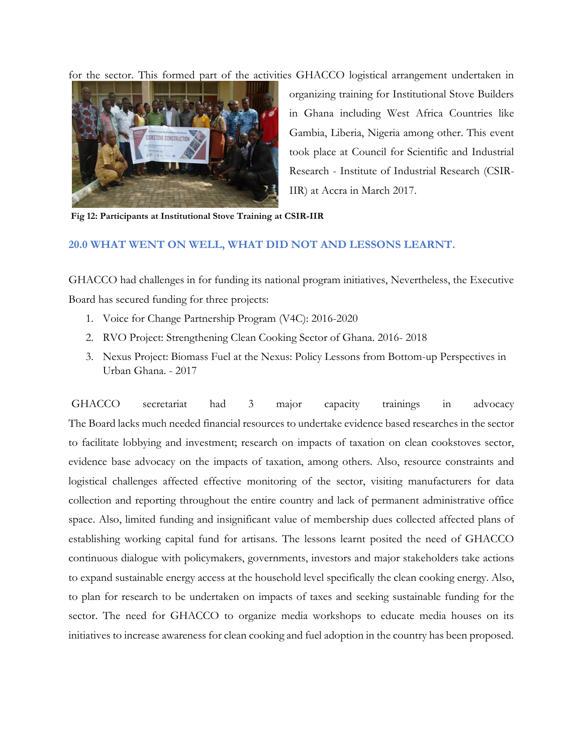for the sector. This formed part of the activities GHACCO logistical arrangement undertaken in organizing training for Institutional Stove Builders in Ghana including West Africa Countries like Gambia, Liberia, Nigeria among other. This event took place at Council for Scientific and Industrial Research - Institute of Industrial Research (CSIR-IIR) at Accra in March 2017.

**Fig 12: Participants at Institutional Stove Training at CSIR-IIR**

## 20.0 WHAT WENT ON WELL, WHAT DID NOT AND LESSONS LEARNT.

GHACCO had challenges in for funding its national program initiatives, Nevertheless, the Executive Board has secured funding for three projects:

1. Voice for Change Partnership Program (V4C): 2016-2020
2. RVO Project: Strengthening Clean Cooking Sector of Ghana. 2016- 2018
3. Nexus Project: Biomass Fuel at the Nexus: Policy Lessons from Bottom-up Perspectives in Urban Ghana. - 2017

GHACCO secretariat had 3 major capacity trainings in advocacy The Board lacks much needed financial resources to undertake evidence based researches in the sector to facilitate lobbying and investment; research on impacts of taxation on clean cookstoves sector, evidence base advocacy on the impacts of taxation, among others. Also, resource constraints and logistical challenges affected effective monitoring of the sector, visiting manufacturers for data collection and reporting throughout the entire country and lack of permanent administrative office space. Also, limited funding and insignificant value of membership dues collected affected plans of establishing working capital fund for artisans. The lessons learnt posited the need of GHACCO continuous dialogue with policymakers, governments, investors and major stakeholders take actions to expand sustainable energy access at the household level specifically the clean cooking energy. Also, to plan for research to be undertaken on impacts of taxes and seeking sustainable funding for the sector. The need for GHACCO to organize media workshops to educate media houses on its initiatives to increase awareness for clean cooking and fuel adoption in the country has been proposed.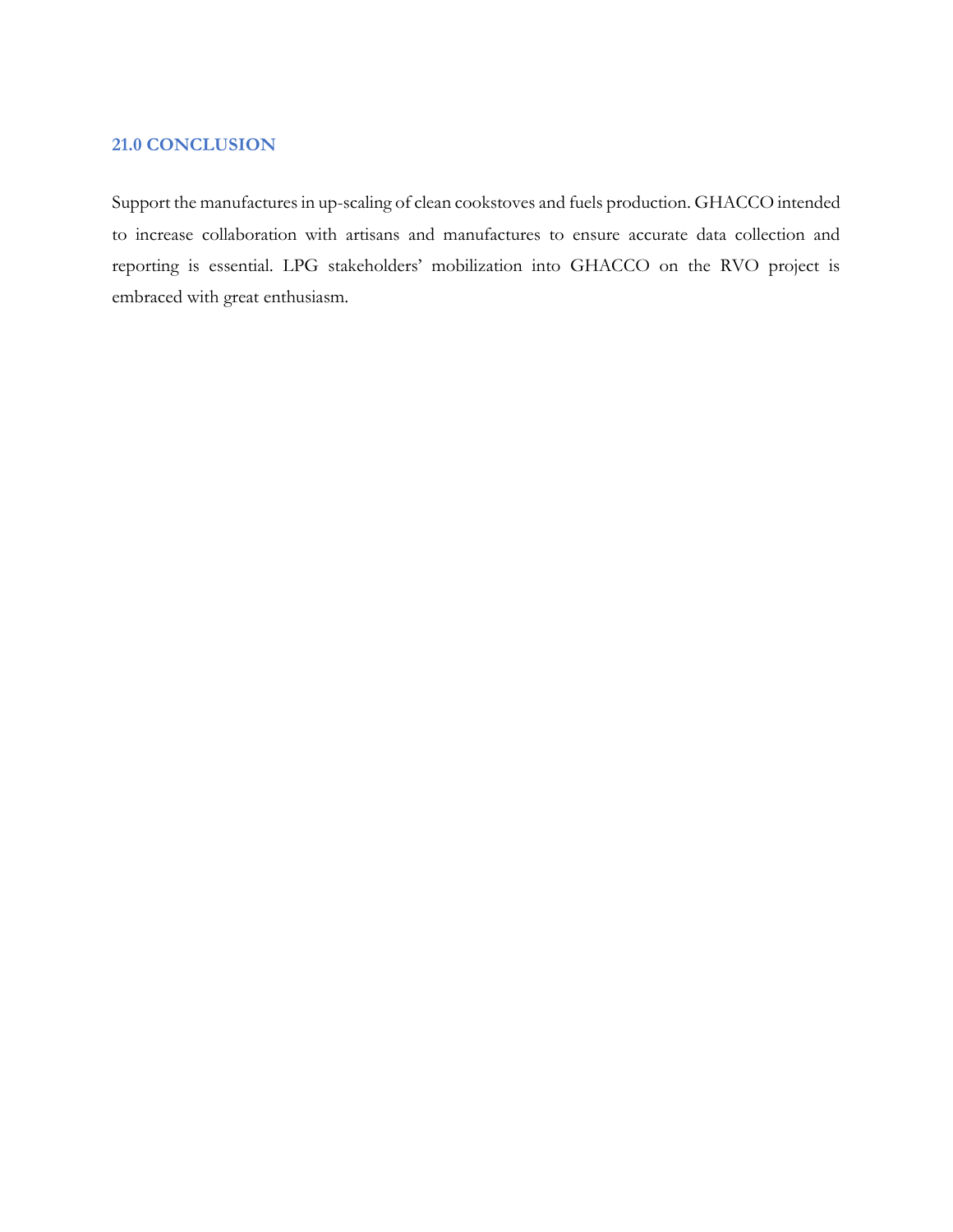## 21.0 CONCLUSION

Support the manufactures in up-scaling of clean cookstoves and fuels production. GHACCO intended to increase collaboration with artisans and manufactures to ensure accurate data collection and reporting is essential. LPG stakeholders' mobilization into GHACCO on the RVO project is embraced with great enthusiasm.